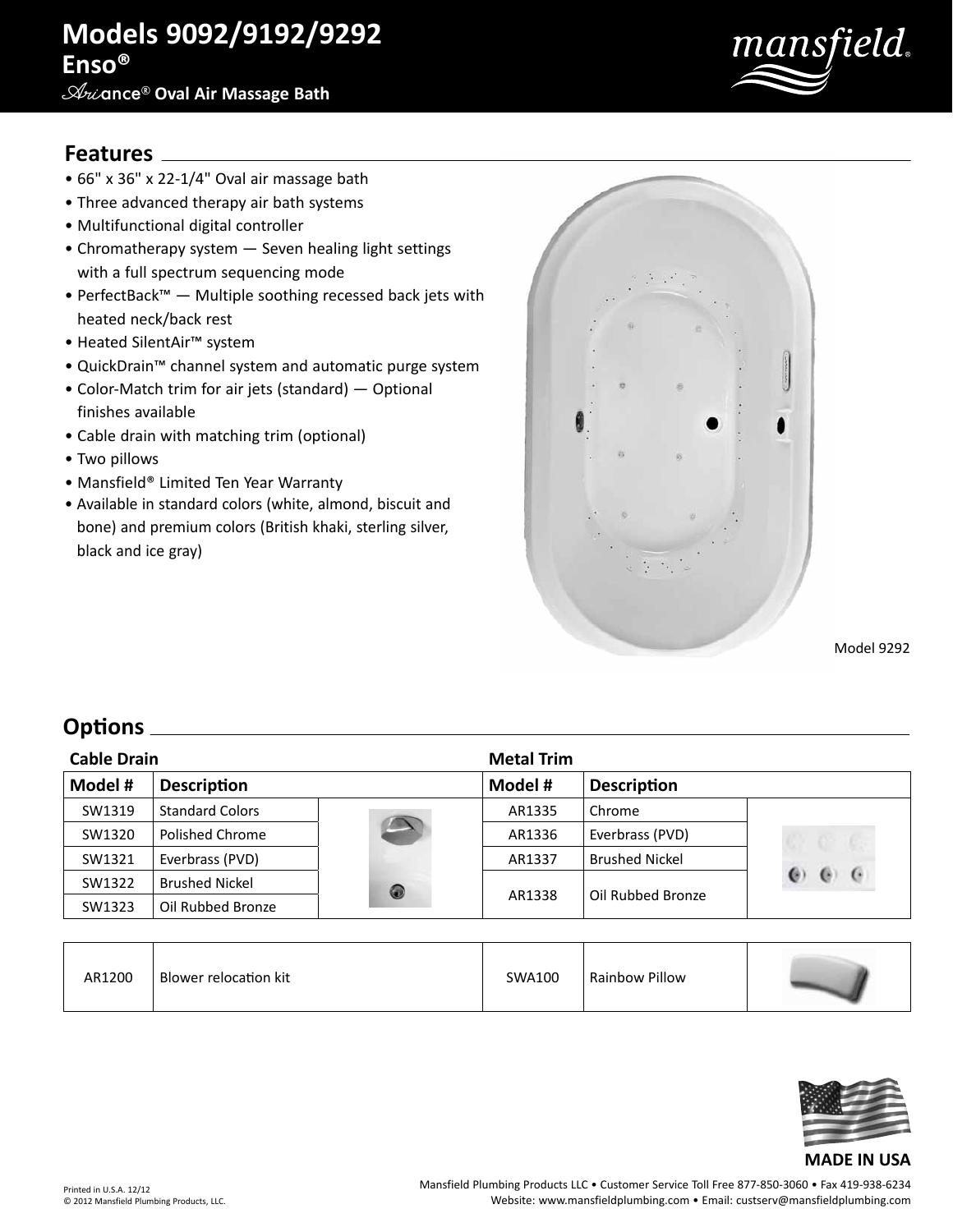# Models 9092/9192/9292

## Enso®

### Ariance® Oval Air Massage Bath

## Features

- 66" x 36" x 22-1/4" Oval air massage bath
- Three advanced therapy air bath systems
- Multifunctional digital controller
- Chromatherapy system — Seven healing light settings with a full spectrum sequencing mode
- PerfectBack™ — Multiple soothing recessed back jets with heated neck/back rest
- Heated SilentAir™ system
- QuickDrain™ channel system and automatic purge system
- Color-Match trim for air jets (standard) — Optional finishes available
- Cable drain with matching trim (optional)
- Two pillows
- Mansfield® Limited Ten Year Warranty
- Available in standard colors (white, almond, biscuit and bone) and premium colors (British khaki, sterling silver, black and ice gray)

Model 9292

## Options

**Cable Drain**

| Model # | Description |
|---|---|
| SW1319 | Standard Colors |
| SW1320 | Polished Chrome |
| SW1321 | Everbrass (PVD) |
| SW1322 | Brushed Nickel |
| SW1323 | Oil Rubbed Bronze |

**Metal Trim**

| Model # | Description |
|---|---|
| AR1335 | Chrome |
| AR1336 | Everbrass (PVD) |
| AR1337 | Brushed Nickel |
| AR1338 | Oil Rubbed Bronze |

| Model # | Description | Model # | Description |
|---|---|---|---|
| AR1200 | Blower relocation kit | SWA100 | Rainbow Pillow |

**MADE IN USA**

Printed in U.S.A. 12/12
© 2012 Mansfield Plumbing Products, LLC.

Mansfield Plumbing Products LLC • Customer Service Toll Free 877-850-3060 • Fax 419-938-6234
Website: www.mansfieldplumbing.com • Email: custserv@mansfieldplumbing.com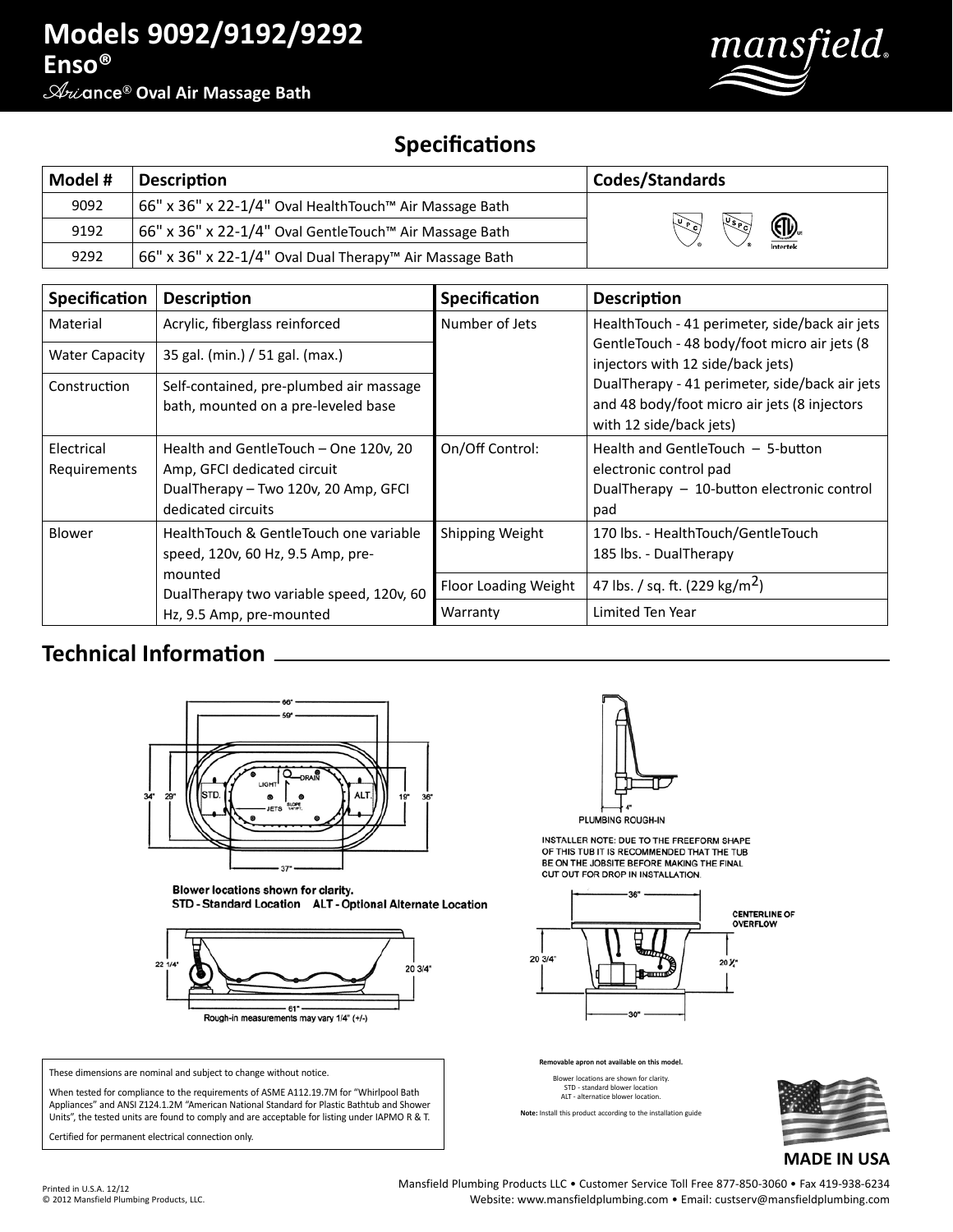# Models 9092/9192/9292

## Enso®

### Ariance® Oval Air Massage Bath

## Specifications

| Model # | Description | Codes/Standards |
|---|---|---|
| 9092 | 66" x 36" x 22-1/4" Oval HealthTouch™ Air Massage Bath | UPC, USPC, ETL Intertek |
| 9192 | 66" x 36" x 22-1/4" Oval GentleTouch™ Air Massage Bath | |
| 9292 | 66" x 36" x 22-1/4" Oval Dual Therapy™ Air Massage Bath | |

| Specification | Description | Specification | Description |
|---|---|---|---|
| Material | Acrylic, fiberglass reinforced | Number of Jets | HealthTouch - 41 perimeter, side/back air jets GentleTouch - 48 body/foot micro air jets (8 injectors with 12 side/back jets) DualTherapy - 41 perimeter, side/back air jets and 48 body/foot micro air jets (8 injectors with 12 side/back jets) |
| Water Capacity | 35 gal. (min.) / 51 gal. (max.) | | |
| Construction | Self-contained, pre-plumbed air massage bath, mounted on a pre-leveled base | | |
| Electrical Requirements | Health and GentleTouch – One 120v, 20 Amp, GFCI dedicated circuit DualTherapy – Two 120v, 20 Amp, GFCI dedicated circuits | On/Off Control: | Health and GentleTouch – 5-button electronic control pad DualTherapy – 10-button electronic control pad |
| Blower | HealthTouch & GentleTouch one variable speed, 120v, 60 Hz, 9.5 Amp, pre-mounted DualTherapy two variable speed, 120v, 60 Hz, 9.5 Amp, pre-mounted | Shipping Weight | 170 lbs. - HealthTouch/GentleTouch 185 lbs. - DualTherapy |
| | | Floor Loading Weight | 47 lbs. / sq. ft. (229 kg/$m^2$) |
| | | Warranty | Limited Ten Year |

## Technical Information

66"
59"
34"
29"
STD.
LIGHT
DRAIN
SLOPE
JETS
ALT.
19"
36"
37"

**Blower locations shown for clarity.**
**STD - Standard Location ALT - Optional Alternate Location**

22 1/4"
20 3/4"
61"
Rough-in measurements may vary 1/4" (+/-)

4"
PLUMBING ROUGH-IN

INSTALLER NOTE: DUE TO THE FREEFORM SHAPE OF THIS TUB IT IS RECOMMENDED THAT THE TUB BE ON THE JOBSITE BEFORE MAKING THE FINAL CUT OUT FOR DROP IN INSTALLATION.

36"
CENTERLINE OF OVERFLOW
20 3/4"
20 1/4"
30"

These dimensions are nominal and subject to change without notice.

When tested for compliance to the requirements of ASME A112.19.7M for "Whirlpool Bath Appliances" and ANSI Z124.1.2M "American National Standard for Plastic Bathtub and Shower Units", the tested units are found to comply and are acceptable for listing under IAPMO R & T.

Certified for permanent electrical connection only.

**Removable apron not available on this model.**

Blower locations are shown for clarity.
STD - standard blower location
ALT - alternatice blower location.

**Note:** Install this product according to the installation guide

**MADE IN USA**

Printed in U.S.A. 12/12
© 2012 Mansfield Plumbing Products, LLC.

Mansfield Plumbing Products LLC • Customer Service Toll Free 877-850-3060 • Fax 419-938-6234
Website: www.mansfieldplumbing.com • Email: custserv@mansfieldplumbing.com